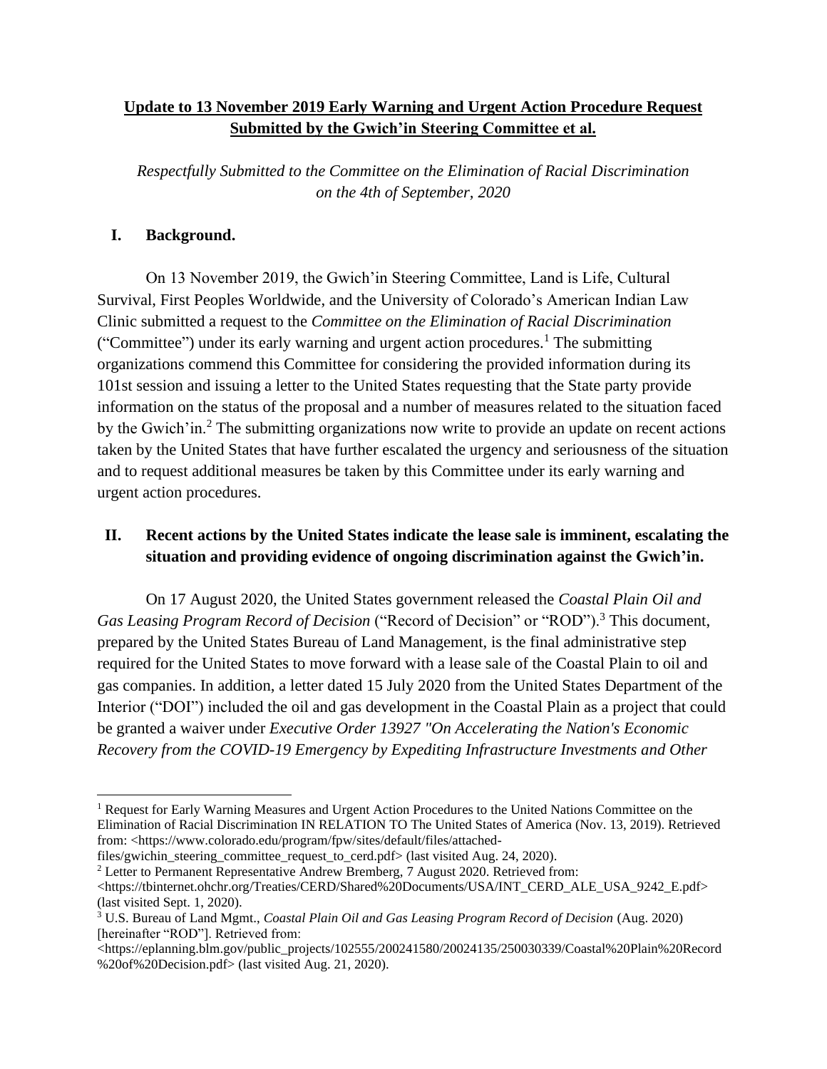**Update to 13 November 2019 Early Warning and Urgent Action Procedure Request Submitted by the Gwich'in Steering Committee et al.**

*Respectfully Submitted to the Committee on the Elimination of Racial Discrimination on the 4th of September, 2020*

## I. Background.

On 13 November 2019, the Gwich'in Steering Committee, Land is Life, Cultural Survival, First Peoples Worldwide, and the University of Colorado's American Indian Law Clinic submitted a request to the *Committee on the Elimination of Racial Discrimination* ("Committee") under its early warning and urgent action procedures.[1] The submitting organizations commend this Committee for considering the provided information during its 101st session and issuing a letter to the United States requesting that the State party provide information on the status of the proposal and a number of measures related to the situation faced by the Gwich'in.[2] The submitting organizations now write to provide an update on recent actions taken by the United States that have further escalated the urgency and seriousness of the situation and to request additional measures be taken by this Committee under its early warning and urgent action procedures.

## II. Recent actions by the United States indicate the lease sale is imminent, escalating the situation and providing evidence of ongoing discrimination against the Gwich'in.

On 17 August 2020, the United States government released the *Coastal Plain Oil and Gas Leasing Program Record of Decision* ("Record of Decision" or "ROD").[3] This document, prepared by the United States Bureau of Land Management, is the final administrative step required for the United States to move forward with a lease sale of the Coastal Plain to oil and gas companies. In addition, a letter dated 15 July 2020 from the United States Department of the Interior ("DOI") included the oil and gas development in the Coastal Plain as a project that could be granted a waiver under *Executive Order 13927 "On Accelerating the Nation's Economic Recovery from the COVID-19 Emergency by Expediting Infrastructure Investments and Other*

---

[1] Request for Early Warning Measures and Urgent Action Procedures to the United Nations Committee on the Elimination of Racial Discrimination IN RELATION TO The United States of America (Nov. 13, 2019). Retrieved from: <https://www.colorado.edu/program/fpw/sites/default/files/attached-files/gwichin_steering_committee_request_to_cerd.pdf> (last visited Aug. 24, 2020).

[2] Letter to Permanent Representative Andrew Bremberg, 7 August 2020. Retrieved from: <https://tbinternet.ohchr.org/Treaties/CERD/Shared%20Documents/USA/INT_CERD_ALE_USA_9242_E.pdf> (last visited Sept. 1, 2020).

[3] U.S. Bureau of Land Mgmt., *Coastal Plain Oil and Gas Leasing Program Record of Decision* (Aug. 2020) [hereinafter "ROD"]. Retrieved from: <https://eplanning.blm.gov/public_projects/102555/200241580/20024135/250030339/Coastal%20Plain%20Record%20of%20Decision.pdf> (last visited Aug. 21, 2020).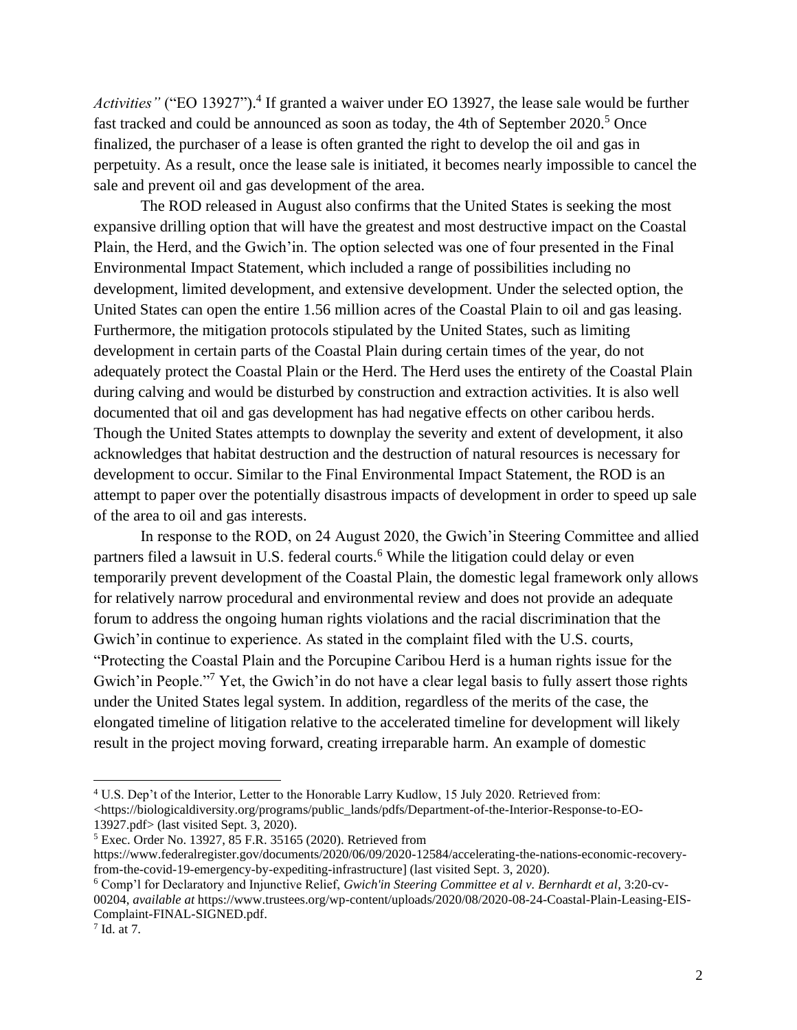*Activities"* ("EO 13927").[4] If granted a waiver under EO 13927, the lease sale would be further fast tracked and could be announced as soon as today, the 4th of September 2020.[5] Once finalized, the purchaser of a lease is often granted the right to develop the oil and gas in perpetuity. As a result, once the lease sale is initiated, it becomes nearly impossible to cancel the sale and prevent oil and gas development of the area.

The ROD released in August also confirms that the United States is seeking the most expansive drilling option that will have the greatest and most destructive impact on the Coastal Plain, the Herd, and the Gwich'in. The option selected was one of four presented in the Final Environmental Impact Statement, which included a range of possibilities including no development, limited development, and extensive development. Under the selected option, the United States can open the entire 1.56 million acres of the Coastal Plain to oil and gas leasing. Furthermore, the mitigation protocols stipulated by the United States, such as limiting development in certain parts of the Coastal Plain during certain times of the year, do not adequately protect the Coastal Plain or the Herd. The Herd uses the entirety of the Coastal Plain during calving and would be disturbed by construction and extraction activities. It is also well documented that oil and gas development has had negative effects on other caribou herds. Though the United States attempts to downplay the severity and extent of development, it also acknowledges that habitat destruction and the destruction of natural resources is necessary for development to occur. Similar to the Final Environmental Impact Statement, the ROD is an attempt to paper over the potentially disastrous impacts of development in order to speed up sale of the area to oil and gas interests.

In response to the ROD, on 24 August 2020, the Gwich'in Steering Committee and allied partners filed a lawsuit in U.S. federal courts.[6] While the litigation could delay or even temporarily prevent development of the Coastal Plain, the domestic legal framework only allows for relatively narrow procedural and environmental review and does not provide an adequate forum to address the ongoing human rights violations and the racial discrimination that the Gwich'in continue to experience. As stated in the complaint filed with the U.S. courts, "Protecting the Coastal Plain and the Porcupine Caribou Herd is a human rights issue for the Gwich'in People."[7] Yet, the Gwich'in do not have a clear legal basis to fully assert those rights under the United States legal system. In addition, regardless of the merits of the case, the elongated timeline of litigation relative to the accelerated timeline for development will likely result in the project moving forward, creating irreparable harm. An example of domestic

---

[4] U.S. Dep't of the Interior, Letter to the Honorable Larry Kudlow, 15 July 2020. Retrieved from: <https://biologicaldiversity.org/programs/public_lands/pdfs/Department-of-the-Interior-Response-to-EO-13927.pdf> (last visited Sept. 3, 2020).

[5] Exec. Order No. 13927, 85 F.R. 35165 (2020). Retrieved from https://www.federalregister.gov/documents/2020/06/09/2020-12584/accelerating-the-nations-economic-recovery-from-the-covid-19-emergency-by-expediting-infrastructure] (last visited Sept. 3, 2020).

[6] Comp'l for Declaratory and Injunctive Relief, *Gwich'in Steering Committee et al v. Bernhardt et al*, 3:20-cv-00204, *available at* https://www.trustees.org/wp-content/uploads/2020/08/2020-08-24-Coastal-Plain-Leasing-EIS-Complaint-FINAL-SIGNED.pdf.

[7] Id. at 7.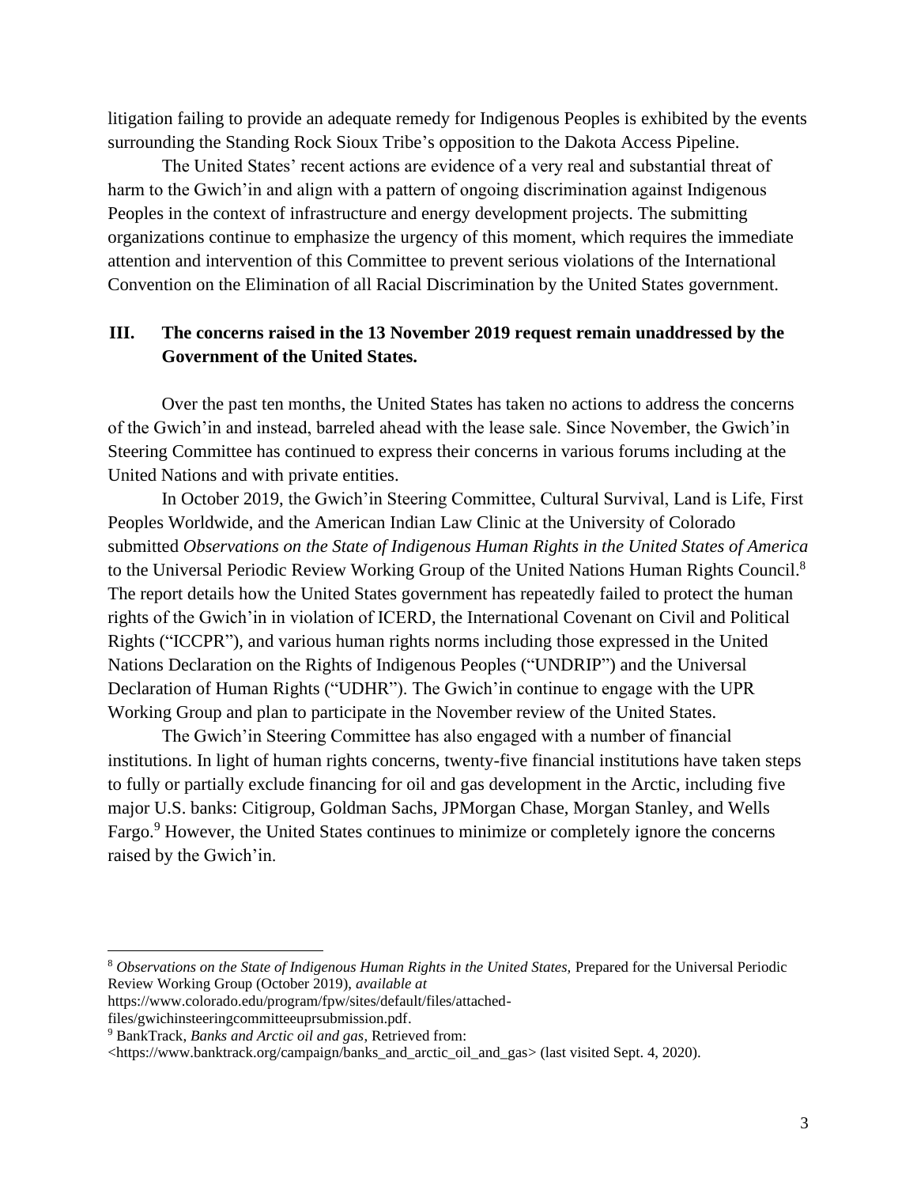litigation failing to provide an adequate remedy for Indigenous Peoples is exhibited by the events surrounding the Standing Rock Sioux Tribe's opposition to the Dakota Access Pipeline.

The United States' recent actions are evidence of a very real and substantial threat of harm to the Gwich'in and align with a pattern of ongoing discrimination against Indigenous Peoples in the context of infrastructure and energy development projects. The submitting organizations continue to emphasize the urgency of this moment, which requires the immediate attention and intervention of this Committee to prevent serious violations of the International Convention on the Elimination of all Racial Discrimination by the United States government.

## III. The concerns raised in the 13 November 2019 request remain unaddressed by the Government of the United States.

Over the past ten months, the United States has taken no actions to address the concerns of the Gwich'in and instead, barreled ahead with the lease sale. Since November, the Gwich'in Steering Committee has continued to express their concerns in various forums including at the United Nations and with private entities.

In October 2019, the Gwich'in Steering Committee, Cultural Survival, Land is Life, First Peoples Worldwide, and the American Indian Law Clinic at the University of Colorado submitted *Observations on the State of Indigenous Human Rights in the United States of America* to the Universal Periodic Review Working Group of the United Nations Human Rights Council.[8] The report details how the United States government has repeatedly failed to protect the human rights of the Gwich'in in violation of ICERD, the International Covenant on Civil and Political Rights ("ICCPR"), and various human rights norms including those expressed in the United Nations Declaration on the Rights of Indigenous Peoples ("UNDRIP") and the Universal Declaration of Human Rights ("UDHR"). The Gwich'in continue to engage with the UPR Working Group and plan to participate in the November review of the United States.

The Gwich'in Steering Committee has also engaged with a number of financial institutions. In light of human rights concerns, twenty-five financial institutions have taken steps to fully or partially exclude financing for oil and gas development in the Arctic, including five major U.S. banks: Citigroup, Goldman Sachs, JPMorgan Chase, Morgan Stanley, and Wells Fargo.[9] However, the United States continues to minimize or completely ignore the concerns raised by the Gwich'in.

---

[8] *Observations on the State of Indigenous Human Rights in the United States,* Prepared for the Universal Periodic Review Working Group (October 2019), *available at* https://www.colorado.edu/program/fpw/sites/default/files/attached-files/gwichinsteeringcommitteeuprsubmission.pdf.

[9] BankTrack, *Banks and Arctic oil and gas*, Retrieved from: <https://www.banktrack.org/campaign/banks_and_arctic_oil_and_gas> (last visited Sept. 4, 2020).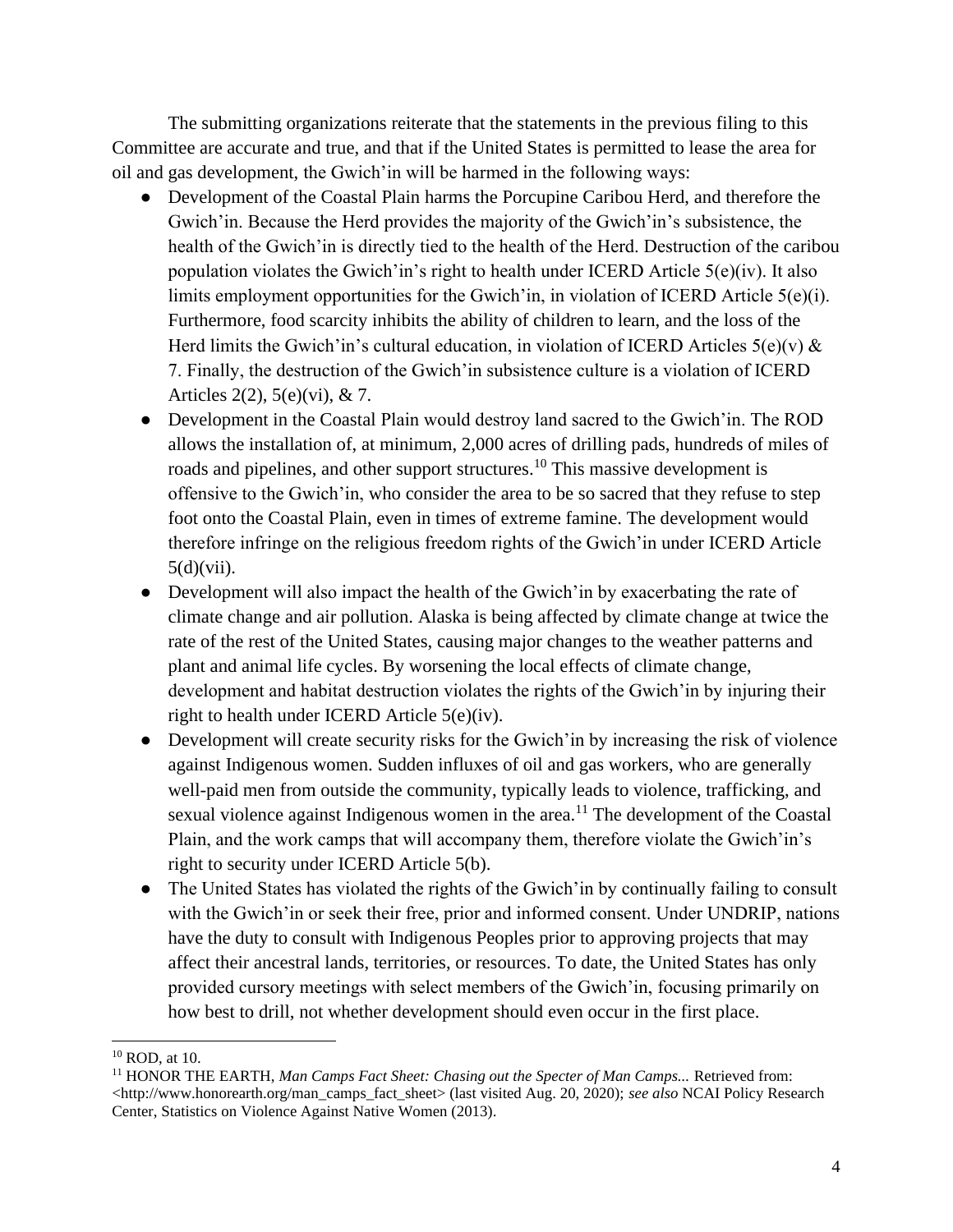The submitting organizations reiterate that the statements in the previous filing to this Committee are accurate and true, and that if the United States is permitted to lease the area for oil and gas development, the Gwich'in will be harmed in the following ways:

- Development of the Coastal Plain harms the Porcupine Caribou Herd, and therefore the Gwich'in. Because the Herd provides the majority of the Gwich'in's subsistence, the health of the Gwich'in is directly tied to the health of the Herd. Destruction of the caribou population violates the Gwich'in's right to health under ICERD Article 5(e)(iv). It also limits employment opportunities for the Gwich'in, in violation of ICERD Article 5(e)(i). Furthermore, food scarcity inhibits the ability of children to learn, and the loss of the Herd limits the Gwich'in's cultural education, in violation of ICERD Articles 5(e)(v) & 7. Finally, the destruction of the Gwich'in subsistence culture is a violation of ICERD Articles 2(2), 5(e)(vi), & 7.
- Development in the Coastal Plain would destroy land sacred to the Gwich'in. The ROD allows the installation of, at minimum, 2,000 acres of drilling pads, hundreds of miles of roads and pipelines, and other support structures.[10] This massive development is offensive to the Gwich'in, who consider the area to be so sacred that they refuse to step foot onto the Coastal Plain, even in times of extreme famine. The development would therefore infringe on the religious freedom rights of the Gwich'in under ICERD Article 5(d)(vii).
- Development will also impact the health of the Gwich'in by exacerbating the rate of climate change and air pollution. Alaska is being affected by climate change at twice the rate of the rest of the United States, causing major changes to the weather patterns and plant and animal life cycles. By worsening the local effects of climate change, development and habitat destruction violates the rights of the Gwich'in by injuring their right to health under ICERD Article 5(e)(iv).
- Development will create security risks for the Gwich'in by increasing the risk of violence against Indigenous women. Sudden influxes of oil and gas workers, who are generally well-paid men from outside the community, typically leads to violence, trafficking, and sexual violence against Indigenous women in the area.[11] The development of the Coastal Plain, and the work camps that will accompany them, therefore violate the Gwich'in's right to security under ICERD Article 5(b).
- The United States has violated the rights of the Gwich'in by continually failing to consult with the Gwich'in or seek their free, prior and informed consent. Under UNDRIP, nations have the duty to consult with Indigenous Peoples prior to approving projects that may affect their ancestral lands, territories, or resources. To date, the United States has only provided cursory meetings with select members of the Gwich'in, focusing primarily on how best to drill, not whether development should even occur in the first place.

---

[10] ROD, at 10.

[11] HONOR THE EARTH, *Man Camps Fact Sheet: Chasing out the Specter of Man Camps..* Retrieved from: <http://www.honorearth.org/man_camps_fact_sheet> (last visited Aug. 20, 2020); *see also* NCAI Policy Research Center, Statistics on Violence Against Native Women (2013).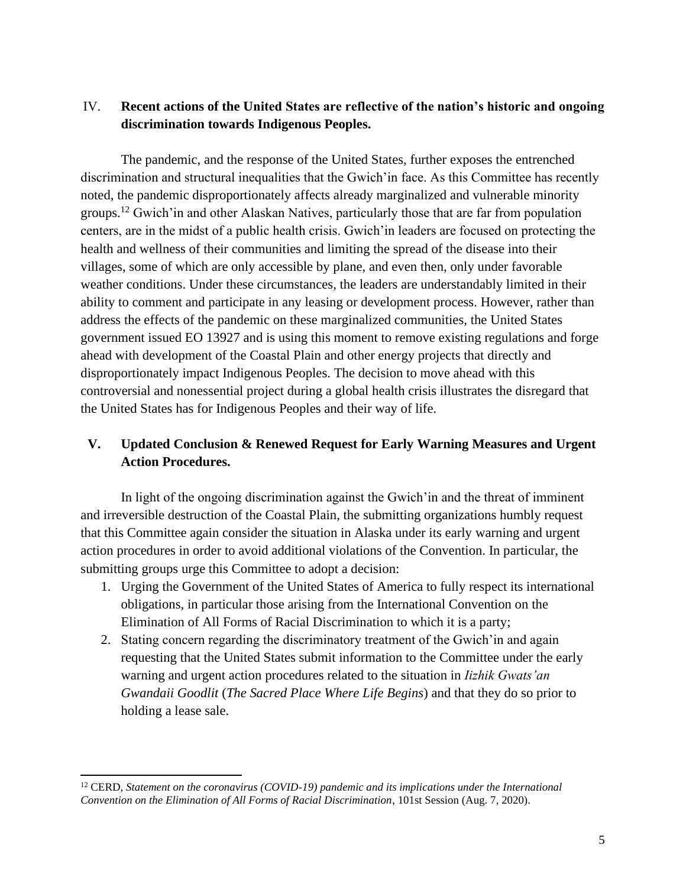## IV. Recent actions of the United States are reflective of the nation's historic and ongoing discrimination towards Indigenous Peoples.

The pandemic, and the response of the United States, further exposes the entrenched discrimination and structural inequalities that the Gwich'in face. As this Committee has recently noted, the pandemic disproportionately affects already marginalized and vulnerable minority groups.[12] Gwich'in and other Alaskan Natives, particularly those that are far from population centers, are in the midst of a public health crisis. Gwich'in leaders are focused on protecting the health and wellness of their communities and limiting the spread of the disease into their villages, some of which are only accessible by plane, and even then, only under favorable weather conditions. Under these circumstances, the leaders are understandably limited in their ability to comment and participate in any leasing or development process. However, rather than address the effects of the pandemic on these marginalized communities, the United States government issued EO 13927 and is using this moment to remove existing regulations and forge ahead with development of the Coastal Plain and other energy projects that directly and disproportionately impact Indigenous Peoples. The decision to move ahead with this controversial and nonessential project during a global health crisis illustrates the disregard that the United States has for Indigenous Peoples and their way of life.

## V. Updated Conclusion & Renewed Request for Early Warning Measures and Urgent Action Procedures.

In light of the ongoing discrimination against the Gwich'in and the threat of imminent and irreversible destruction of the Coastal Plain, the submitting organizations humbly request that this Committee again consider the situation in Alaska under its early warning and urgent action procedures in order to avoid additional violations of the Convention. In particular, the submitting groups urge this Committee to adopt a decision:

1. Urging the Government of the United States of America to fully respect its international obligations, in particular those arising from the International Convention on the Elimination of All Forms of Racial Discrimination to which it is a party;
2. Stating concern regarding the discriminatory treatment of the Gwich'in and again requesting that the United States submit information to the Committee under the early warning and urgent action procedures related to the situation in *Iizhik Gwats'an Gwandaii Goodlit* (*The Sacred Place Where Life Begins*) and that they do so prior to holding a lease sale.

---

[12] CERD, *Statement on the coronavirus (COVID-19) pandemic and its implications under the International Convention on the Elimination of All Forms of Racial Discrimination*, 101st Session (Aug. 7, 2020).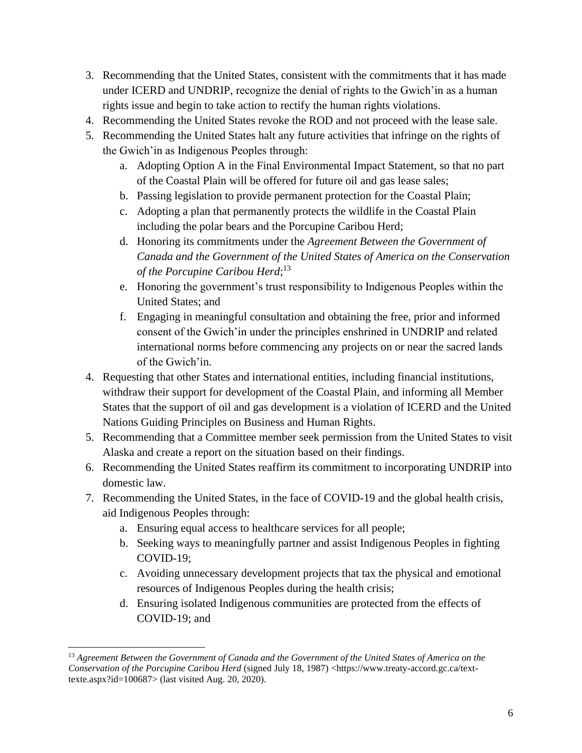3. Recommending that the United States, consistent with the commitments that it has made under ICERD and UNDRIP, recognize the denial of rights to the Gwich'in as a human rights issue and begin to take action to rectify the human rights violations.
4. Recommending the United States revoke the ROD and not proceed with the lease sale.
5. Recommending the United States halt any future activities that infringe on the rights of the Gwich'in as Indigenous Peoples through:
    a. Adopting Option A in the Final Environmental Impact Statement, so that no part of the Coastal Plain will be offered for future oil and gas lease sales;
    b. Passing legislation to provide permanent protection for the Coastal Plain;
    c. Adopting a plan that permanently protects the wildlife in the Coastal Plain including the polar bears and the Porcupine Caribou Herd;
    d. Honoring its commitments under the *Agreement Between the Government of Canada and the Government of the United States of America on the Conservation of the Porcupine Caribou Herd*;[13]
    e. Honoring the government's trust responsibility to Indigenous Peoples within the United States; and
    f. Engaging in meaningful consultation and obtaining the free, prior and informed consent of the Gwich'in under the principles enshrined in UNDRIP and related international norms before commencing any projects on or near the sacred lands of the Gwich'in.
4. Requesting that other States and international entities, including financial institutions, withdraw their support for development of the Coastal Plain, and informing all Member States that the support of oil and gas development is a violation of ICERD and the United Nations Guiding Principles on Business and Human Rights.
5. Recommending that a Committee member seek permission from the United States to visit Alaska and create a report on the situation based on their findings.
6. Recommending the United States reaffirm its commitment to incorporating UNDRIP into domestic law.
7. Recommending the United States, in the face of COVID-19 and the global health crisis, aid Indigenous Peoples through:
    a. Ensuring equal access to healthcare services for all people;
    b. Seeking ways to meaningfully partner and assist Indigenous Peoples in fighting COVID-19;
    c. Avoiding unnecessary development projects that tax the physical and emotional resources of Indigenous Peoples during the health crisis;
    d. Ensuring isolated Indigenous communities are protected from the effects of COVID-19; and

---

[13] *Agreement Between the Government of Canada and the Government of the United States of America on the Conservation of the Porcupine Caribou Herd* (signed July 18, 1987) <https://www.treaty-accord.gc.ca/text-texte.aspx?id=100687> (last visited Aug. 20, 2020).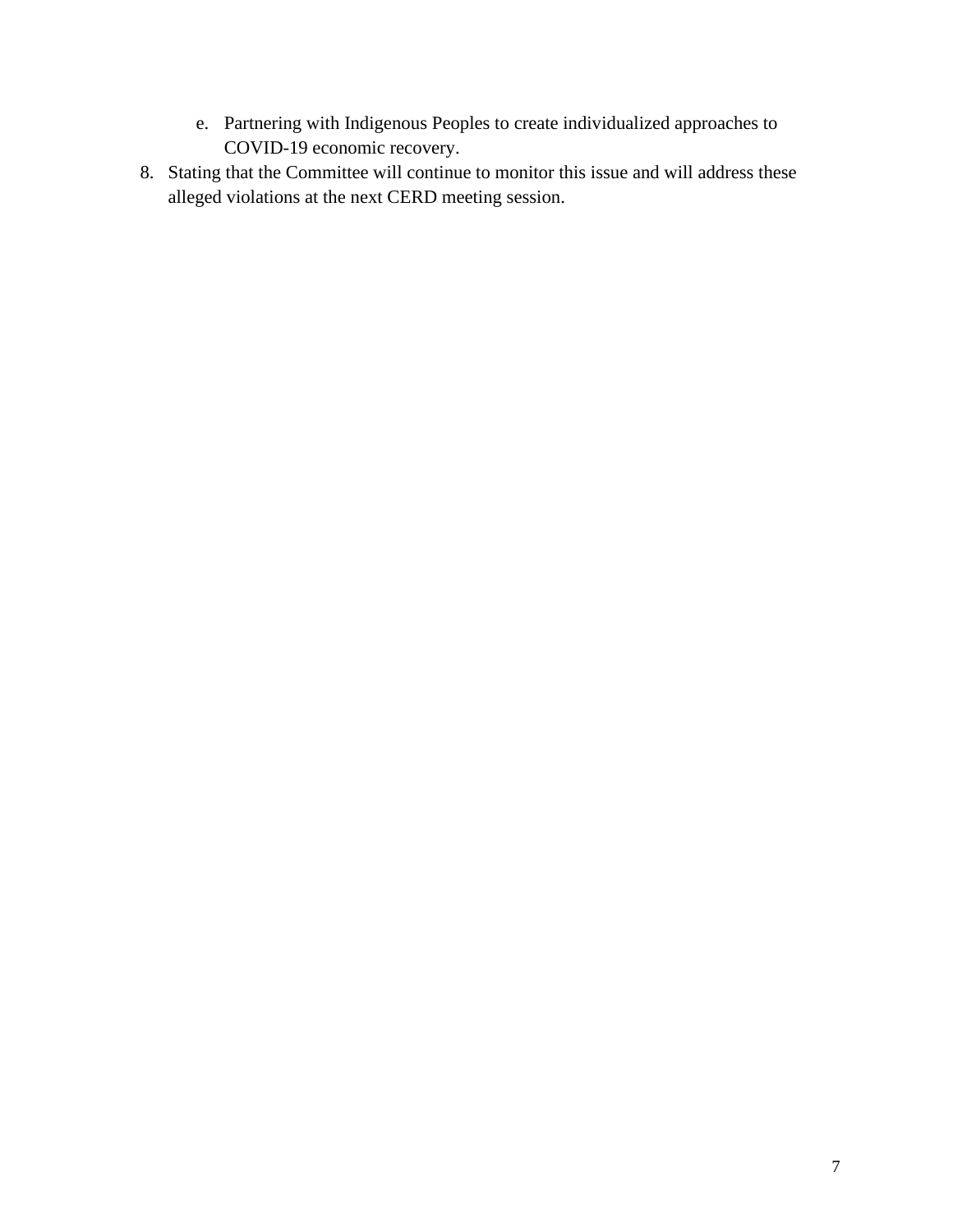e. Partnering with Indigenous Peoples to create individualized approaches to COVID-19 economic recovery.

8. Stating that the Committee will continue to monitor this issue and will address these alleged violations at the next CERD meeting session.